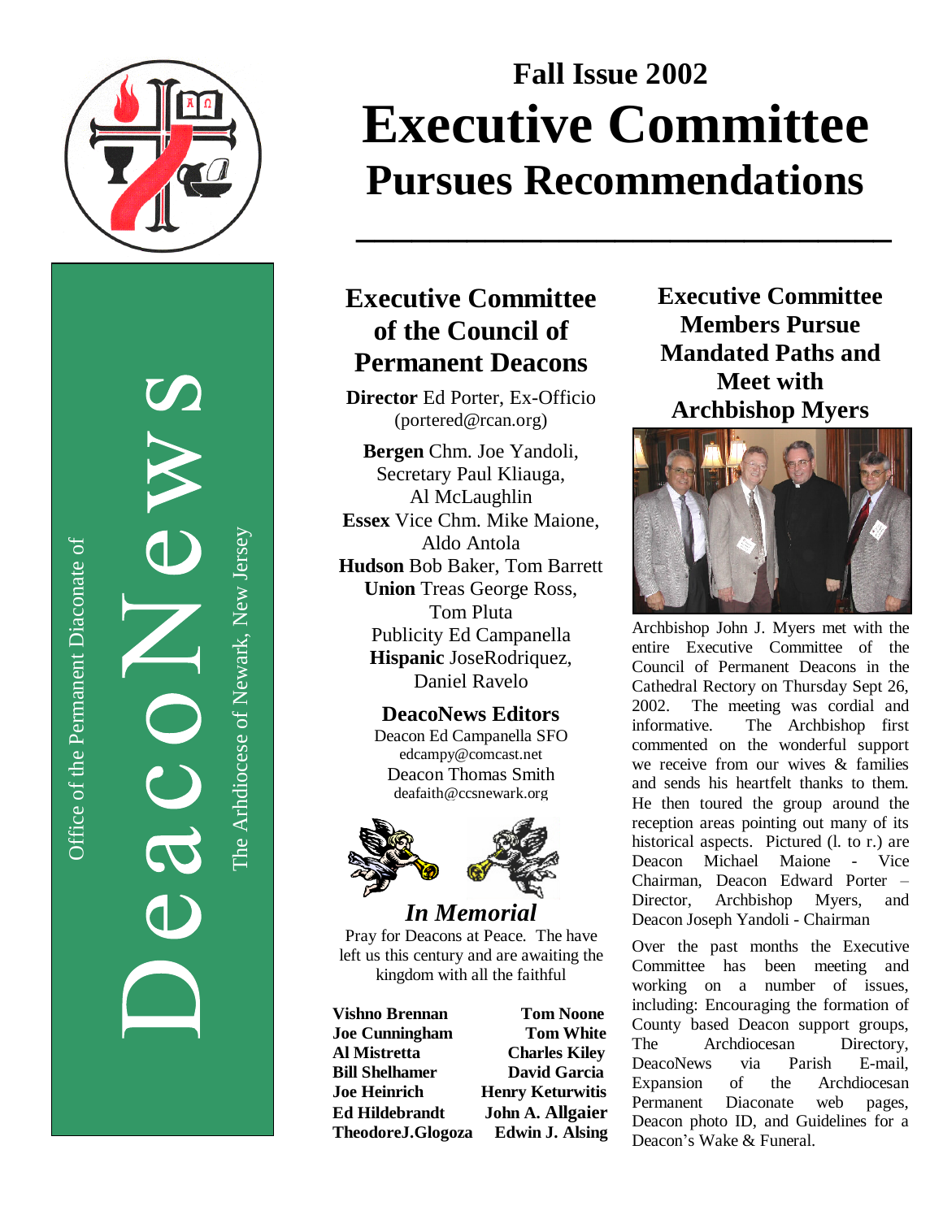DeacoNews

Office of the Permanent Diaconate of

The Arhdiocese of Newark, New Jersey

**Fall Issue 2002**

# Executive Committee Pursues Recommendations

## Executive Committee of the Council of Permanent Deacons

**Director** Ed Porter, Ex-Officio (portered@rcan.org)

**Bergen** Chm. Joe Yandoli, Secretary Paul Kliauga, Al McLaughlin
**Essex** Vice Chm. Mike Maione, Aldo Antola
**Hudson** Bob Baker, Tom Barrett
**Union** Treas George Ross, Tom Pluta
Publicity Ed Campanella
**Hispanic** JoseRodriquez, Daniel Ravelo

### DeacoNews Editors

Deacon Ed Campanella SFO
edcampy@comcast.net
Deacon Thomas Smith
deafaith@ccsnewark.org

### *In Memorial*

Pray for Deacons at Peace. The have left us this century and are awaiting the kingdom with all the faithful

| | |
|---|---|
| **Vishno Brennan** | **Tom Noone** |
| **Joe Cunningham** | **Tom White** |
| **Al Mistretta** | **Charles Kiley** |
| **Bill Shelhamer** | **David Garcia** |
| **Joe Heinrich** | **Henry Keturwitis** |
| **Ed Hildebrandt** | **John A. Allgaier** |
| **TheodoreJ.Glogoza** | **Edwin J. Alsing** |

## Executive Committee Members Pursue Mandated Paths and Meet with Archbishop Myers

Archbishop John J. Myers met with the entire Executive Committee of the Council of Permanent Deacons in the Cathedral Rectory on Thursday Sept 26, 2002. The meeting was cordial and informative. The Archbishop first commented on the wonderful support we receive from our wives & families and sends his heartfelt thanks to them. He then toured the group around the reception areas pointing out many of its historical aspects. Pictured (l. to r.) are Deacon Michael Maione - Vice Chairman, Deacon Edward Porter – Director, Archbishop Myers, and Deacon Joseph Yandoli - Chairman

Over the past months the Executive Committee has been meeting and working on a number of issues, including: Encouraging the formation of County based Deacon support groups, The Archdiocesan Directory, DeacoNews via Parish E-mail, Expansion of the Archdiocesan Permanent Diaconate web pages, Deacon photo ID, and Guidelines for a Deacon's Wake & Funeral.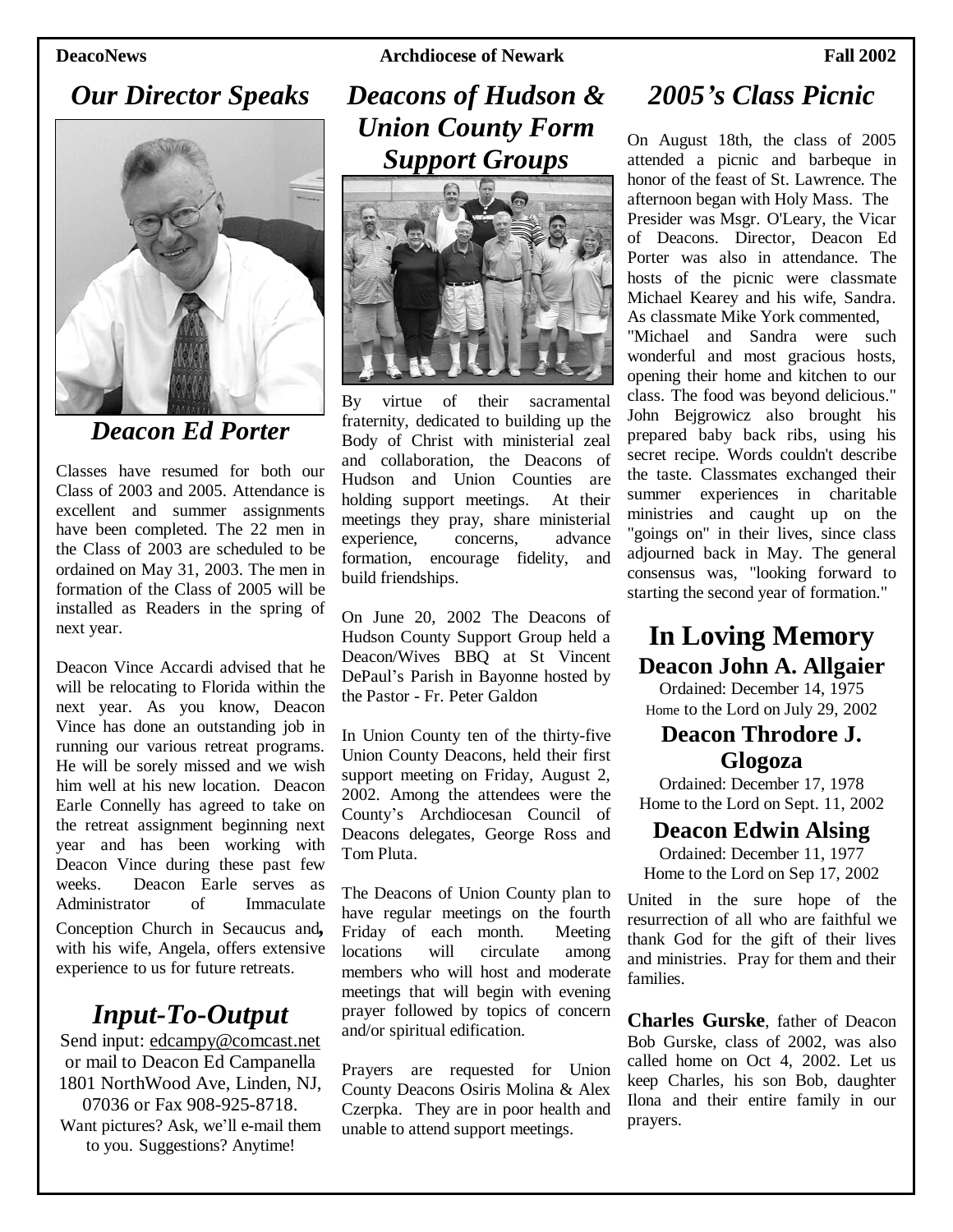# Our Director Speaks

## Deacon Ed Porter

Classes have resumed for both our Class of 2003 and 2005. Attendance is excellent and summer assignments have been completed. The 22 men in the Class of 2003 are scheduled to be ordained on May 31, 2003. The men in formation of the Class of 2005 will be installed as Readers in the spring of next year.

Deacon Vince Accardi advised that he will be relocating to Florida within the next year. As you know, Deacon Vince has done an outstanding job in running our various retreat programs. He will be sorely missed and we wish him well at his new location. Deacon Earle Connelly has agreed to take on the retreat assignment beginning next year and has been working with Deacon Vince during these past few weeks. Deacon Earle serves as Administrator of Immaculate Conception Church in Secaucus and**,** with his wife, Angela, offers extensive experience to us for future retreats.

# Input-To-Output

Send input: edcampy@comcast.net or mail to Deacon Ed Campanella 1801 NorthWood Ave, Linden, NJ, 07036 or Fax 908-925-8718.
Want pictures? Ask, we'll e-mail them to you. Suggestions? Anytime!

# Deacons of Hudson & Union County Form Support Groups

By virtue of their sacramental fraternity, dedicated to building up the Body of Christ with ministerial zeal and collaboration, the Deacons of Hudson and Union Counties are holding support meetings. At their meetings they pray, share ministerial experience, concerns, advance formation, encourage fidelity, and build friendships.

On June 20, 2002 The Deacons of Hudson County Support Group held a Deacon/Wives BBQ at St Vincent DePaul's Parish in Bayonne hosted by the Pastor - Fr. Peter Galdon

In Union County ten of the thirty-five Union County Deacons, held their first support meeting on Friday, August 2, 2002. Among the attendees were the County's Archdiocesan Council of Deacons delegates, George Ross and Tom Pluta.

The Deacons of Union County plan to have regular meetings on the fourth Friday of each month. Meeting locations will circulate among members who will host and moderate meetings that will begin with evening prayer followed by topics of concern and/or spiritual edification.

Prayers are requested for Union County Deacons Osiris Molina & Alex Czerpka. They are in poor health and unable to attend support meetings.

# 2005's Class Picnic

On August 18th, the class of 2005 attended a picnic and barbeque in honor of the feast of St. Lawrence. The afternoon began with Holy Mass. The Presider was Msgr. O'Leary, the Vicar of Deacons. Director, Deacon Ed Porter was also in attendance. The hosts of the picnic were classmate Michael Kearey and his wife, Sandra. As classmate Mike York commented, "Michael and Sandra were such wonderful and most gracious hosts, opening their home and kitchen to our class. The food was beyond delicious." John Bejgrowicz also brought his prepared baby back ribs, using his secret recipe. Words couldn't describe the taste. Classmates exchanged their summer experiences in charitable ministries and caught up on the "goings on" in their lives, since class adjourned back in May. The general consensus was, "looking forward to starting the second year of formation."

# In Loving Memory

## Deacon John A. Allgaier

Ordained: December 14, 1975
Home to the Lord on July 29, 2002

## Deacon Throdore J. Glogoza

Ordained: December 17, 1978
Home to the Lord on Sept. 11, 2002

## Deacon Edwin Alsing

Ordained: December 11, 1977
Home to the Lord on Sep 17, 2002

United in the sure hope of the resurrection of all who are faithful we thank God for the gift of their lives and ministries. Pray for them and their families.

**Charles Gurske**, father of Deacon Bob Gurske, class of 2002, was also called home on Oct 4, 2002. Let us keep Charles, his son Bob, daughter Ilona and their entire family in our prayers.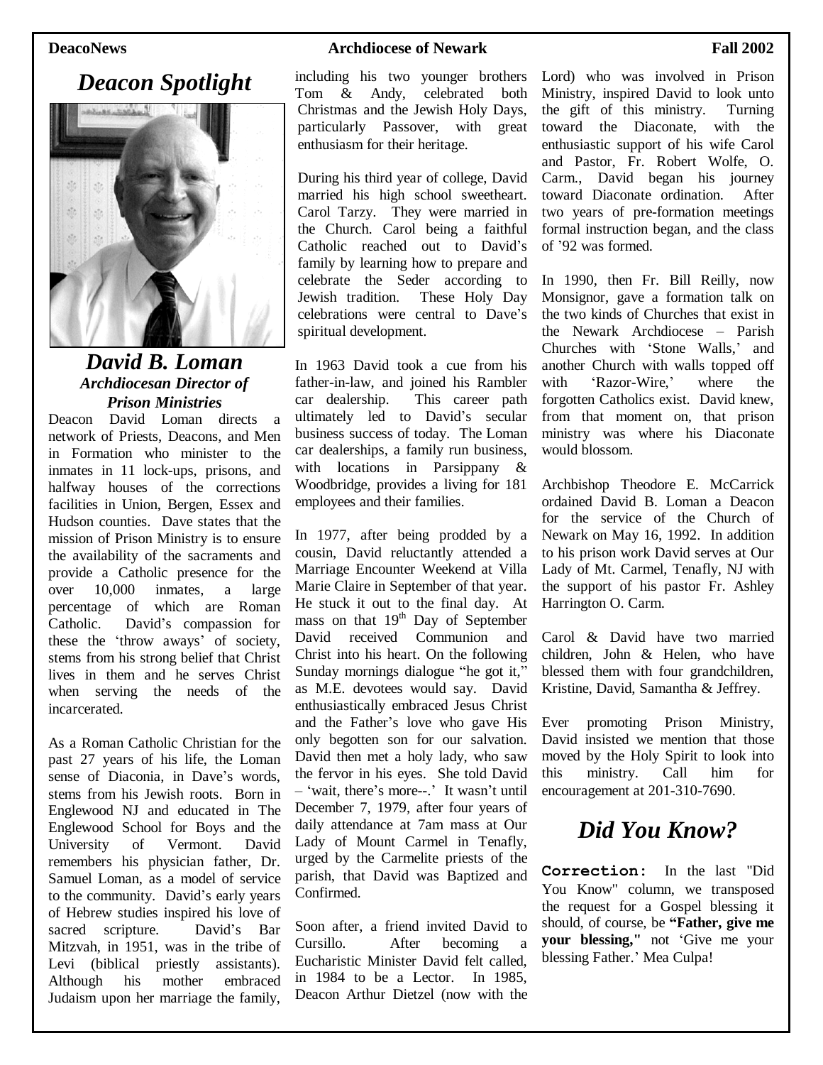## *Deacon Spotlight*

### *David B. Loman*
#### *Archdiocesan Director of Prison Ministries*

Deacon David Loman directs a network of Priests, Deacons, and Men in Formation who minister to the inmates in 11 lock-ups, prisons, and halfway houses of the corrections facilities in Union, Bergen, Essex and Hudson counties. Dave states that the mission of Prison Ministry is to ensure the availability of the sacraments and provide a Catholic presence for the over 10,000 inmates, a large percentage of which are Roman Catholic. David's compassion for these the 'throw aways' of society, stems from his strong belief that Christ lives in them and he serves Christ when serving the needs of the incarcerated.

As a Roman Catholic Christian for the past 27 years of his life, the Loman sense of Diaconia, in Dave's words, stems from his Jewish roots. Born in Englewood NJ and educated in The Englewood School for Boys and the University of Vermont. David remembers his physician father, Dr. Samuel Loman, as a model of service to the community. David's early years of Hebrew studies inspired his love of sacred scripture. David's Bar Mitzvah, in 1951, was in the tribe of Levi (biblical priestly assistants). Although his mother embraced Judaism upon her marriage the family, including his two younger brothers Tom & Andy, celebrated both Christmas and the Jewish Holy Days, particularly Passover, with great enthusiasm for their heritage.

During his third year of college, David married his high school sweetheart. Carol Tarzy. They were married in the Church. Carol being a faithful Catholic reached out to David's family by learning how to prepare and celebrate the Seder according to Jewish tradition. These Holy Day celebrations were central to Dave's spiritual development.

In 1963 David took a cue from his father-in-law, and joined his Rambler car dealership. This career path ultimately led to David's secular business success of today. The Loman car dealerships, a family run business, with locations in Parsippany & Woodbridge, provides a living for 181 employees and their families.

In 1977, after being prodded by a cousin, David reluctantly attended a Marriage Encounter Weekend at Villa Marie Claire in September of that year. He stuck it out to the final day. At mass on that 19th Day of September David received Communion and Christ into his heart. On the following Sunday mornings dialogue "he got it," as M.E. devotees would say. David enthusiastically embraced Jesus Christ and the Father's love who gave His only begotten son for our salvation. David then met a holy lady, who saw the fervor in his eyes. She told David – 'wait, there's more--.' It wasn't until December 7, 1979, after four years of daily attendance at 7am mass at Our Lady of Mount Carmel in Tenafly, urged by the Carmelite priests of the parish, that David was Baptized and Confirmed.

Soon after, a friend invited David to Cursillo. After becoming a Eucharistic Minister David felt called, in 1984 to be a Lector. In 1985, Deacon Arthur Dietzel (now with the Lord) who was involved in Prison Ministry, inspired David to look unto the gift of this ministry. Turning toward the Diaconate, with the enthusiastic support of his wife Carol and Pastor, Fr. Robert Wolfe, O. Carm., David began his journey toward Diaconate ordination. After two years of pre-formation meetings formal instruction began, and the class of '92 was formed.

In 1990, then Fr. Bill Reilly, now Monsignor, gave a formation talk on the two kinds of Churches that exist in the Newark Archdiocese – Parish Churches with 'Stone Walls,' and another Church with walls topped off with 'Razor-Wire,' where the forgotten Catholics exist. David knew, from that moment on, that prison ministry was where his Diaconate would blossom.

Archbishop Theodore E. McCarrick ordained David B. Loman a Deacon for the service of the Church of Newark on May 16, 1992. In addition to his prison work David serves at Our Lady of Mt. Carmel, Tenafly, NJ with the support of his pastor Fr. Ashley Harrington O. Carm.

Carol & David have two married children, John & Helen, who have blessed them with four grandchildren, Kristine, David, Samantha & Jeffrey.

Ever promoting Prison Ministry, David insisted we mention that those moved by the Holy Spirit to look into this ministry. Call him for encouragement at 201-310-7690.

## *Did You Know?*

**Correction:** In the last "Did You Know" column, we transposed the request for a Gospel blessing it should, of course, be **"Father, give me your blessing,"** not 'Give me your blessing Father.' Mea Culpa!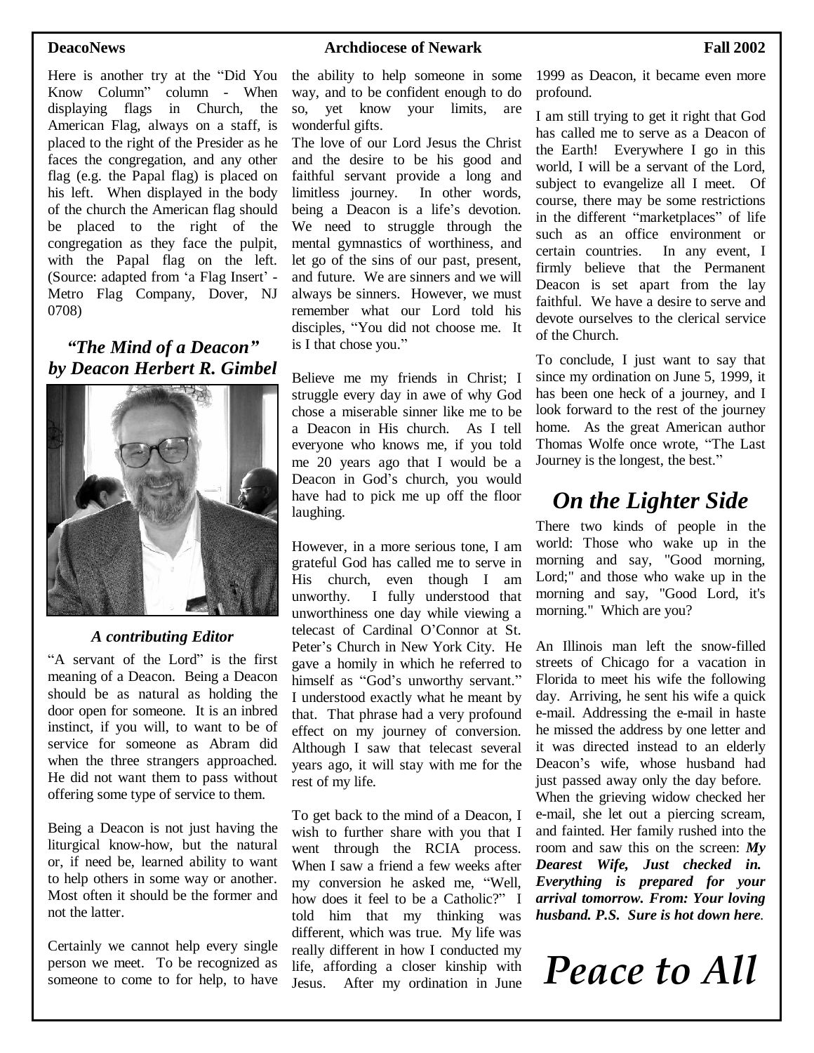Here is another try at the "Did You Know Column" column - When displaying flags in Church, the American Flag, always on a staff, is placed to the right of the Presider as he faces the congregation, and any other flag (e.g. the Papal flag) is placed on his left. When displayed in the body of the church the American flag should be placed to the right of the congregation as they face the pulpit, with the Papal flag on the left. (Source: adapted from 'a Flag Insert' - Metro Flag Company, Dover, NJ 0708)

## *"The Mind of a Deacon" by Deacon Herbert R. Gimbel*

*A contributing Editor*

"A servant of the Lord" is the first meaning of a Deacon. Being a Deacon should be as natural as holding the door open for someone. It is an inbred instinct, if you will, to want to be of service for someone as Abram did when the three strangers approached. He did not want them to pass without offering some type of service to them.

Being a Deacon is not just having the liturgical know-how, but the natural or, if need be, learned ability to want to help others in some way or another. Most often it should be the former and not the latter.

Certainly we cannot help every single person we meet. To be recognized as someone to come to for help, to have the ability to help someone in some way, and to be confident enough to do so, yet know your limits, are wonderful gifts.

The love of our Lord Jesus the Christ and the desire to be his good and faithful servant provide a long and limitless journey. In other words, being a Deacon is a life's devotion. We need to struggle through the mental gymnastics of worthiness, and let go of the sins of our past, present, and future. We are sinners and we will always be sinners. However, we must remember what our Lord told his disciples, "You did not choose me. It is I that chose you."

Believe me my friends in Christ; I struggle every day in awe of why God chose a miserable sinner like me to be a Deacon in His church. As I tell everyone who knows me, if you told me 20 years ago that I would be a Deacon in God's church, you would have had to pick me up off the floor laughing.

However, in a more serious tone, I am grateful God has called me to serve in His church, even though I am unworthy. I fully understood that unworthiness one day while viewing a telecast of Cardinal O'Connor at St. Peter's Church in New York City. He gave a homily in which he referred to himself as "God's unworthy servant." I understood exactly what he meant by that. That phrase had a very profound effect on my journey of conversion. Although I saw that telecast several years ago, it will stay with me for the rest of my life.

To get back to the mind of a Deacon, I wish to further share with you that I went through the RCIA process. When I saw a friend a few weeks after my conversion he asked me, "Well, how does it feel to be a Catholic?" I told him that my thinking was different, which was true. My life was really different in how I conducted my life, affording a closer kinship with Jesus. After my ordination in June 1999 as Deacon, it became even more profound.

I am still trying to get it right that God has called me to serve as a Deacon of the Earth! Everywhere I go in this world, I will be a servant of the Lord, subject to evangelize all I meet. Of course, there may be some restrictions in the different "marketplaces" of life such as an office environment or certain countries. In any event, I firmly believe that the Permanent Deacon is set apart from the lay faithful. We have a desire to serve and devote ourselves to the clerical service of the Church.

To conclude, I just want to say that since my ordination on June 5, 1999, it has been one heck of a journey, and I look forward to the rest of the journey home. As the great American author Thomas Wolfe once wrote, "The Last Journey is the longest, the best."

## *On the Lighter Side*

There two kinds of people in the world: Those who wake up in the morning and say, "Good morning, Lord;" and those who wake up in the morning and say, "Good Lord, it's morning." Which are you?

An Illinois man left the snow-filled streets of Chicago for a vacation in Florida to meet his wife the following day. Arriving, he sent his wife a quick e-mail. Addressing the e-mail in haste he missed the address by one letter and it was directed instead to an elderly Deacon's wife, whose husband had just passed away only the day before. When the grieving widow checked her e-mail, she let out a piercing scream, and fainted. Her family rushed into the room and saw this on the screen: ***My Dearest Wife, Just checked in. Everything is prepared for your arrival tomorrow. From: Your loving husband. P.S. Sure is hot down here.***

# *Peace to All*